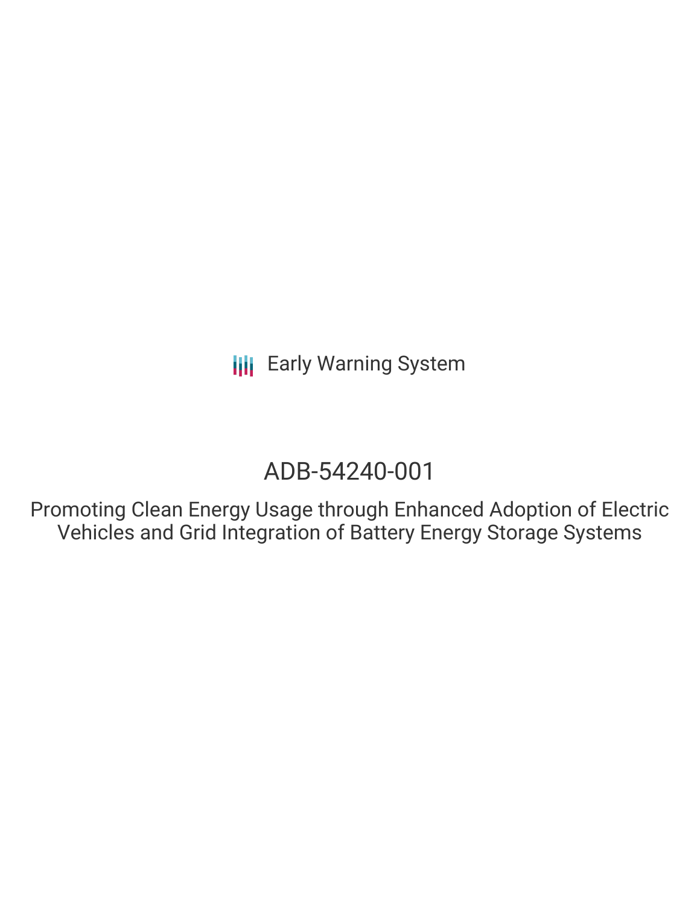Early Warning System

# ADB-54240-001

## Promoting Clean Energy Usage through Enhanced Adoption of Electric Vehicles and Grid Integration of Battery Energy Storage Systems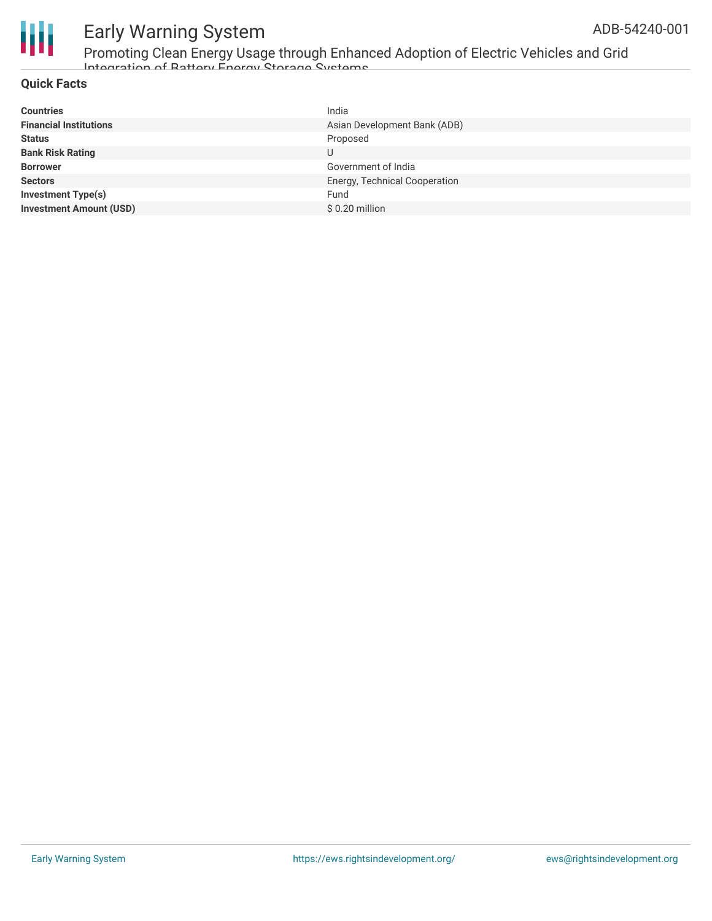## Quick Facts

| | |
|---|---|
| **Countries** | India |
| **Financial Institutions** | Asian Development Bank (ADB) |
| **Status** | Proposed |
| **Bank Risk Rating** | U |
| **Borrower** | Government of India |
| **Sectors** | Energy, Technical Cooperation |
| **Investment Type(s)** | Fund |
| **Investment Amount (USD)** | $ 0.20 million |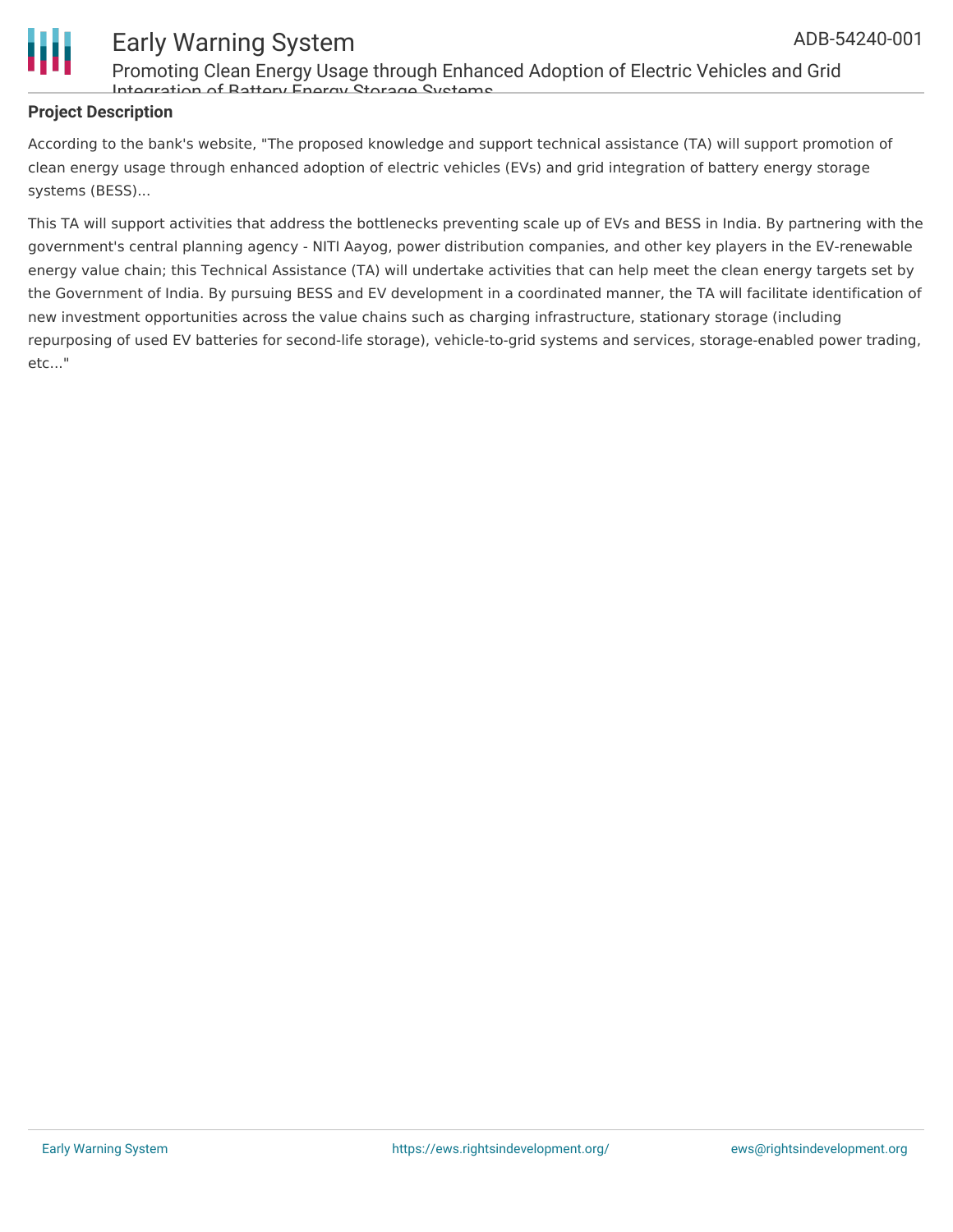**Project Description**

According to the bank's website, "The proposed knowledge and support technical assistance (TA) will support promotion of clean energy usage through enhanced adoption of electric vehicles (EVs) and grid integration of battery energy storage systems (BESS)...

This TA will support activities that address the bottlenecks preventing scale up of EVs and BESS in India. By partnering with the government's central planning agency - NITI Aayog, power distribution companies, and other key players in the EV-renewable energy value chain; this Technical Assistance (TA) will undertake activities that can help meet the clean energy targets set by the Government of India. By pursuing BESS and EV development in a coordinated manner, the TA will facilitate identification of new investment opportunities across the value chains such as charging infrastructure, stationary storage (including repurposing of used EV batteries for second-life storage), vehicle-to-grid systems and services, storage-enabled power trading, etc..."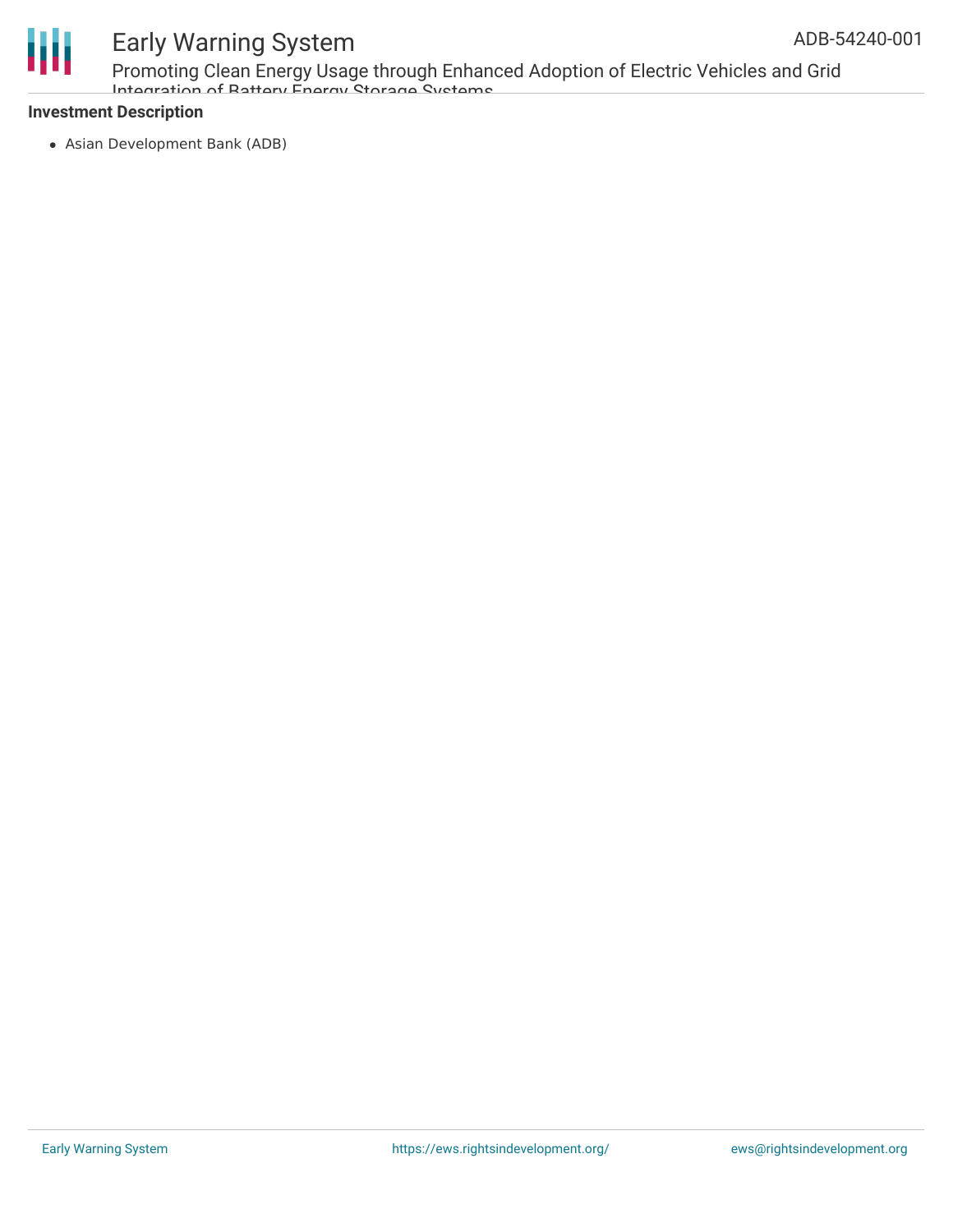**Investment Description**

- Asian Development Bank (ADB)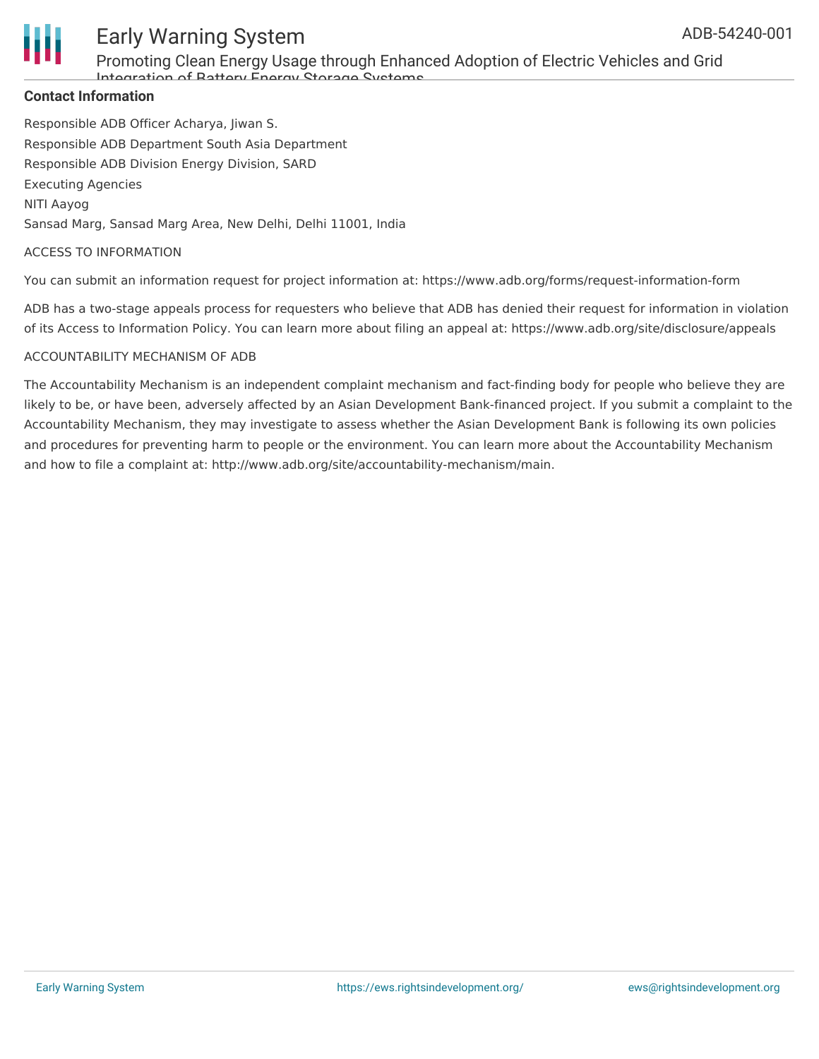**Contact Information**

Responsible ADB Officer Acharya, Jiwan S.

Responsible ADB Department South Asia Department

Responsible ADB Division Energy Division, SARD

Executing Agencies

NITI Aayog

Sansad Marg, Sansad Marg Area, New Delhi, Delhi 11001, India

ACCESS TO INFORMATION

You can submit an information request for project information at: https://www.adb.org/forms/request-information-form

ADB has a two-stage appeals process for requesters who believe that ADB has denied their request for information in violation of its Access to Information Policy. You can learn more about filing an appeal at: https://www.adb.org/site/disclosure/appeals

ACCOUNTABILITY MECHANISM OF ADB

The Accountability Mechanism is an independent complaint mechanism and fact-finding body for people who believe they are likely to be, or have been, adversely affected by an Asian Development Bank-financed project. If you submit a complaint to the Accountability Mechanism, they may investigate to assess whether the Asian Development Bank is following its own policies and procedures for preventing harm to people or the environment. You can learn more about the Accountability Mechanism and how to file a complaint at: http://www.adb.org/site/accountability-mechanism/main.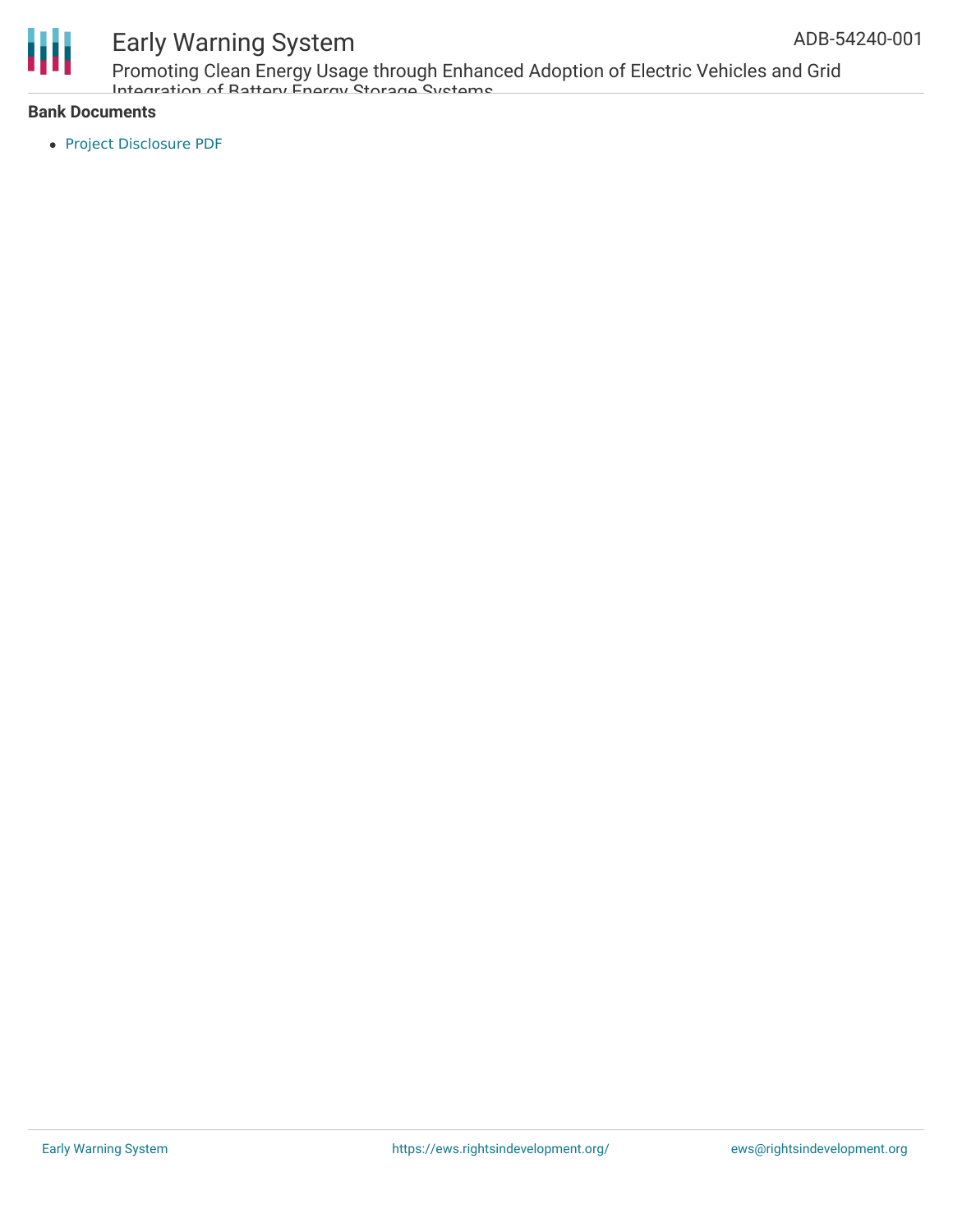**Bank Documents**

- Project Disclosure PDF